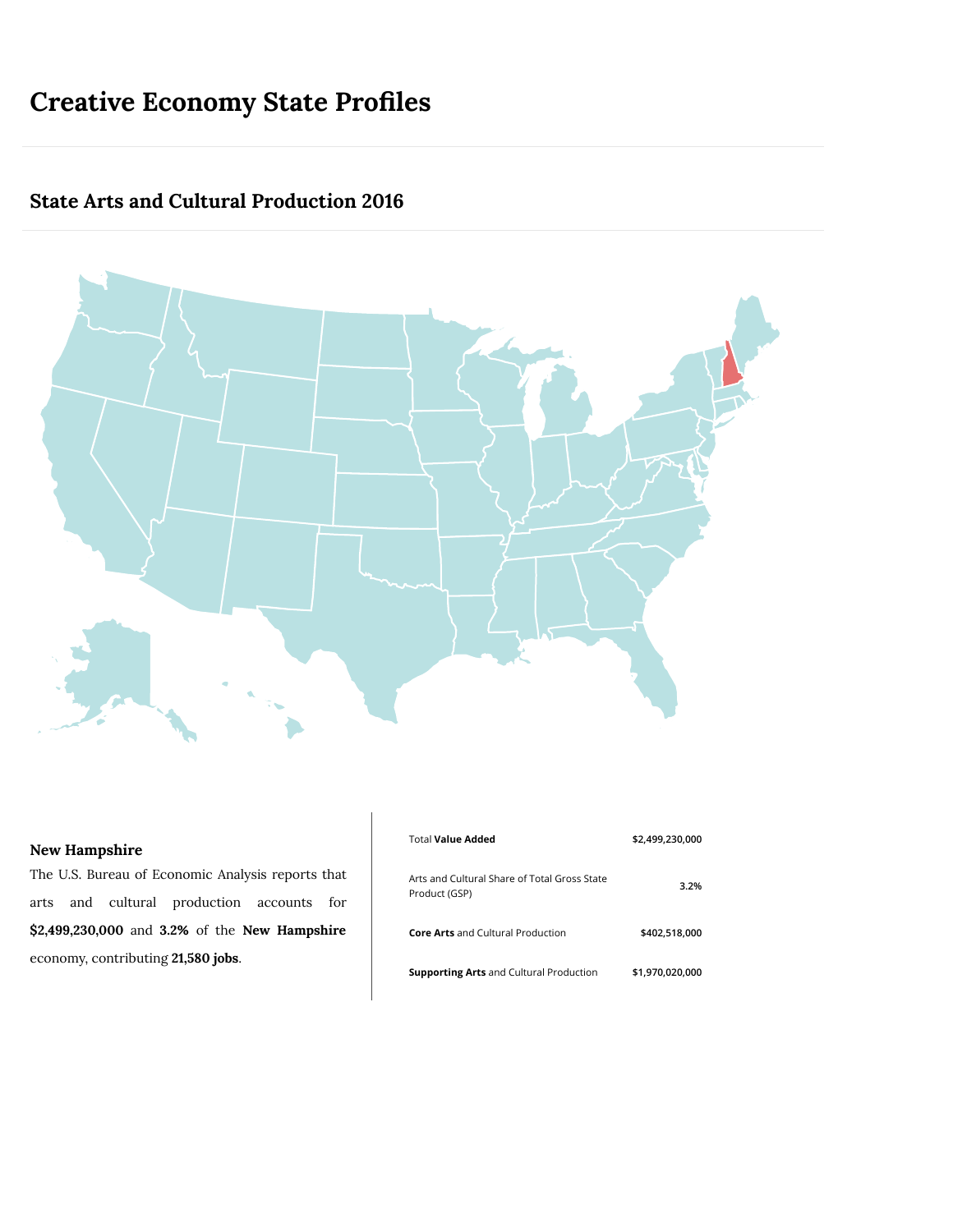# Creative Economy State Profiles

## State Arts and Cultural Production 2016

### New Hampshire

The U.S. Bureau of Economic Analysis reports that arts and cultural production accounts for **$2,499,230,000** and **3.2%** of the **New Hampshire** economy, contributing **21,580 jobs**.

| | |
|---|---|
| Total **Value Added** | **$2,499,230,000** |
| Arts and Cultural Share of Total Gross State Product (GSP) | **3.2%** |
| **Core Arts** and Cultural Production | **$402,518,000** |
| **Supporting Arts** and Cultural Production | **$1,970,020,000** |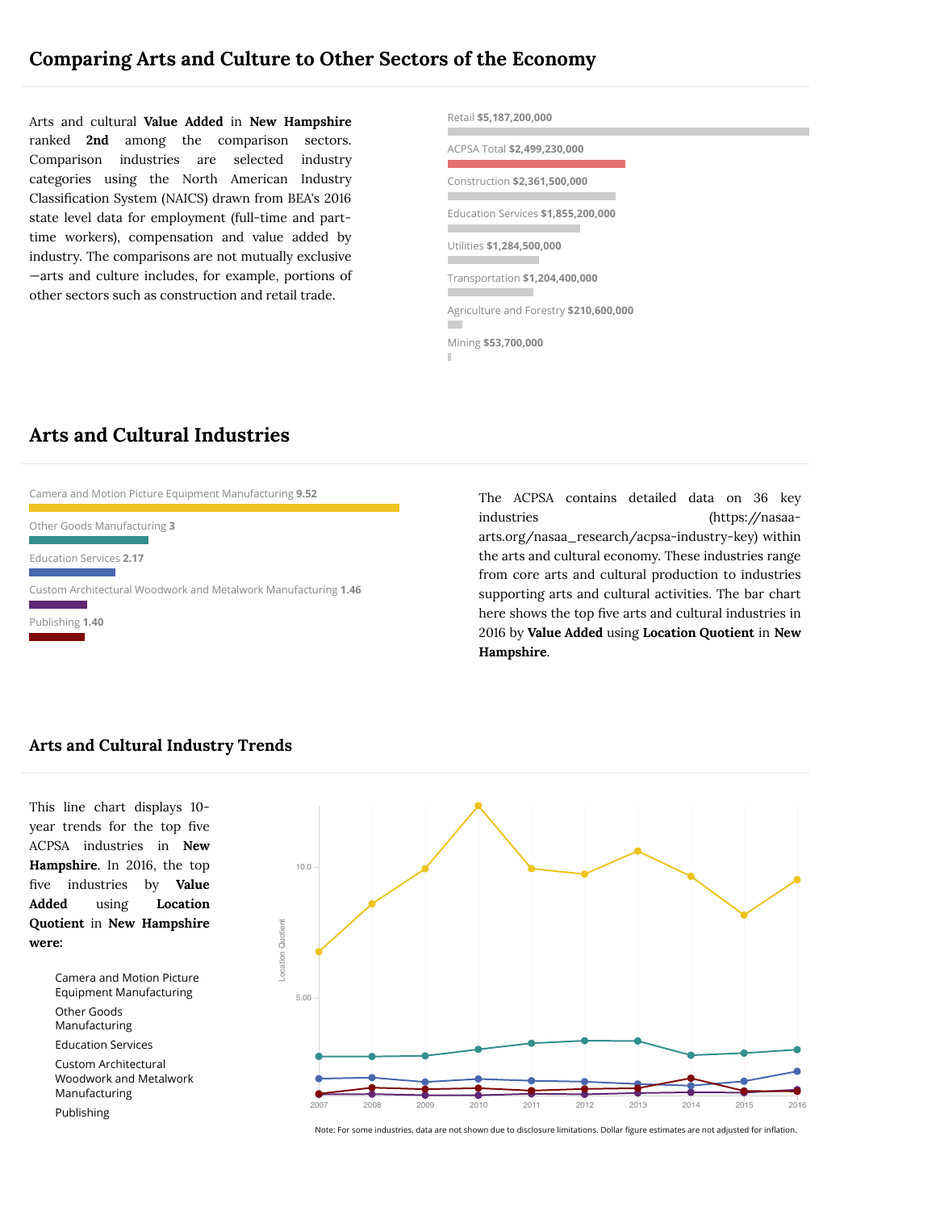## Comparing Arts and Culture to Other Sectors of the Economy

Arts and cultural **Value Added** in **New Hampshire** ranked **2nd** among the comparison sectors. Comparison industries are selected industry categories using the North American Industry Classification System (NAICS) drawn from BEA's 2016 state level data for employment (full-time and part-time workers), compensation and value added by industry. The comparisons are not mutually exclusive—arts and culture includes, for example, portions of other sectors such as construction and retail trade.

Retail **$5,187,200,000**

ACPSA Total **$2,499,230,000**

Construction **$2,361,500,000**

Education Services **$1,855,200,000**

Utilities **$1,284,500,000**

Transportation **$1,204,400,000**

Agriculture and Forestry **$210,600,000**

Mining **$53,700,000**

## Arts and Cultural Industries

Camera and Motion Picture Equipment Manufacturing **9.52**

Other Goods Manufacturing **3**

Education Services **2.17**

Custom Architectural Woodwork and Metalwork Manufacturing **1.46**

Publishing **1.40**

The ACPSA contains detailed data on 36 key industries (https://nasaa-arts.org/nasaa_research/acpsa-industry-key) within the arts and cultural economy. These industries range from core arts and cultural production to industries supporting arts and cultural activities. The bar chart here shows the top five arts and cultural industries in 2016 by **Value Added** using **Location Quotient** in **New Hampshire**.

### Arts and Cultural Industry Trends

This line chart displays 10-year trends for the top five ACPSA industries in **New Hampshire**. In 2016, the top five industries by **Value Added** using **Location Quotient** in **New Hampshire** were:

- Camera and Motion Picture Equipment Manufacturing
- Other Goods Manufacturing
- Education Services
- Custom Architectural Woodwork and Metalwork Manufacturing
- Publishing

Note: For some industries, data are not shown due to disclosure limitations. Dollar figure estimates are not adjusted for inflation.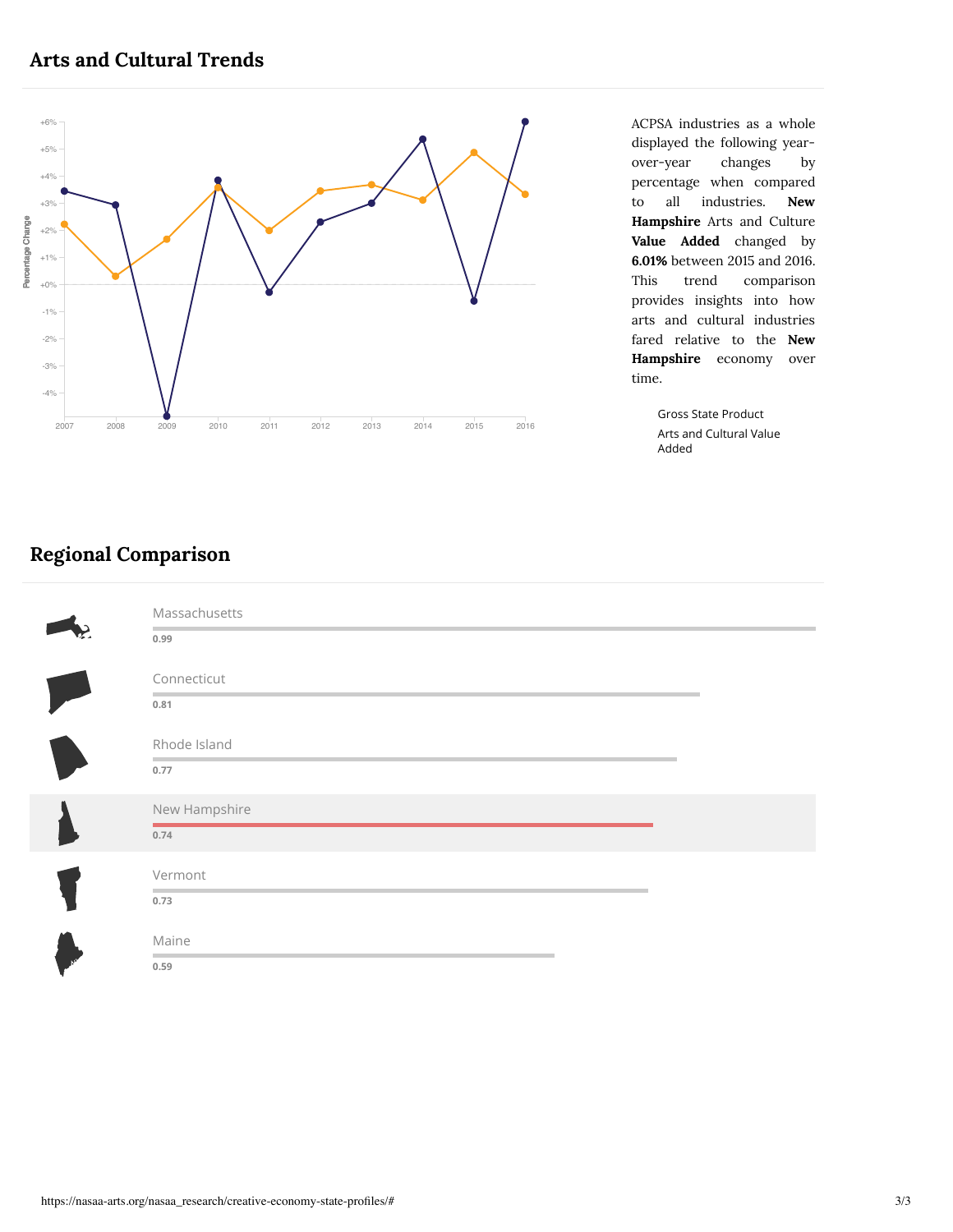## Arts and Cultural Trends

+6%
+5%
+4%
+3%
+2%
+1%
+0%
-1%
-2%
-3%
-4%

Percentage Change

2007 2008 2009 2010 2011 2012 2013 2014 2015 2016

ACPSA industries as a whole displayed the following year-over-year changes by percentage when compared to all industries. **New Hampshire** Arts and Culture **Value Added** changed by **6.01%** between 2015 and 2016. This trend comparison provides insights into how arts and cultural industries fared relative to the **New Hampshire** economy over time.

Gross State Product

Arts and Cultural Value Added

## Regional Comparison

Massachusetts
0.99

Connecticut
0.81

Rhode Island
0.77

New Hampshire
0.74

Vermont
0.73

Maine
0.59